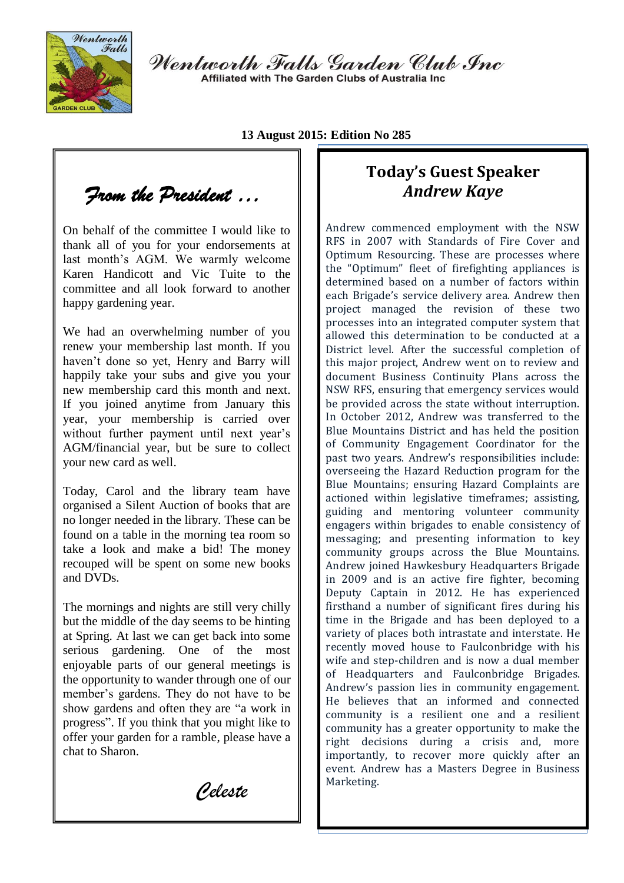# Wentworth Falls Garden Club Inc

Affiliated with The Garden Clubs of Australia Inc

**13 August 2015: Edition No 285**

## *From the President …*

On behalf of the committee I would like to thank all of you for your endorsements at last month's AGM. We warmly welcome Karen Handicott and Vic Tuite to the committee and all look forward to another happy gardening year.

We had an overwhelming number of you renew your membership last month. If you haven't done so yet, Henry and Barry will happily take your subs and give you your new membership card this month and next. If you joined anytime from January this year, your membership is carried over without further payment until next year's AGM/financial year, but be sure to collect your new card as well.

Today, Carol and the library team have organised a Silent Auction of books that are no longer needed in the library. These can be found on a table in the morning tea room so take a look and make a bid! The money recouped will be spent on some new books and DVDs.

The mornings and nights are still very chilly but the middle of the day seems to be hinting at Spring. At last we can get back into some serious gardening. One of the most enjoyable parts of our general meetings is the opportunity to wander through one of our member's gardens. They do not have to be show gardens and often they are "a work in progress". If you think that you might like to offer your garden for a ramble, please have a chat to Sharon.

*Celeste*

## Today's Guest Speaker
### *Andrew Kaye*

Andrew commenced employment with the NSW RFS in 2007 with Standards of Fire Cover and Optimum Resourcing. These are processes where the "Optimum" fleet of firefighting appliances is determined based on a number of factors within each Brigade's service delivery area. Andrew then project managed the revision of these two processes into an integrated computer system that allowed this determination to be conducted at a District level. After the successful completion of this major project, Andrew went on to review and document Business Continuity Plans across the NSW RFS, ensuring that emergency services would be provided across the state without interruption. In October 2012, Andrew was transferred to the Blue Mountains District and has held the position of Community Engagement Coordinator for the past two years. Andrew's responsibilities include: overseeing the Hazard Reduction program for the Blue Mountains; ensuring Hazard Complaints are actioned within legislative timeframes; assisting, guiding and mentoring volunteer community engagers within brigades to enable consistency of messaging; and presenting information to key community groups across the Blue Mountains. Andrew joined Hawkesbury Headquarters Brigade in 2009 and is an active fire fighter, becoming Deputy Captain in 2012. He has experienced firsthand a number of significant fires during his time in the Brigade and has been deployed to a variety of places both intrastate and interstate. He recently moved house to Faulconbridge with his wife and step-children and is now a dual member of Headquarters and Faulconbridge Brigades. Andrew's passion lies in community engagement. He believes that an informed and connected community is a resilient one and a resilient community has a greater opportunity to make the right decisions during a crisis and, more importantly, to recover more quickly after an event. Andrew has a Masters Degree in Business Marketing.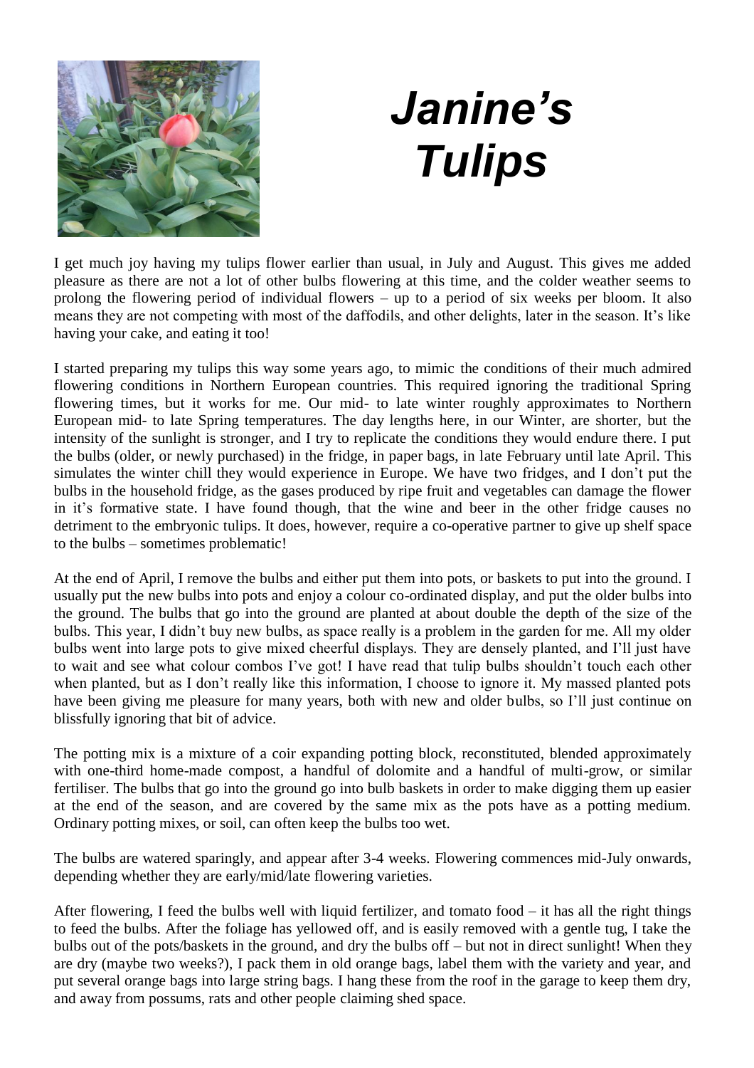# *Janine's Tulips*

I get much joy having my tulips flower earlier than usual, in July and August. This gives me added pleasure as there are not a lot of other bulbs flowering at this time, and the colder weather seems to prolong the flowering period of individual flowers – up to a period of six weeks per bloom. It also means they are not competing with most of the daffodils, and other delights, later in the season. It's like having your cake, and eating it too!

I started preparing my tulips this way some years ago, to mimic the conditions of their much admired flowering conditions in Northern European countries. This required ignoring the traditional Spring flowering times, but it works for me. Our mid- to late winter roughly approximates to Northern European mid- to late Spring temperatures. The day lengths here, in our Winter, are shorter, but the intensity of the sunlight is stronger, and I try to replicate the conditions they would endure there. I put the bulbs (older, or newly purchased) in the fridge, in paper bags, in late February until late April. This simulates the winter chill they would experience in Europe. We have two fridges, and I don't put the bulbs in the household fridge, as the gases produced by ripe fruit and vegetables can damage the flower in it's formative state. I have found though, that the wine and beer in the other fridge causes no detriment to the embryonic tulips. It does, however, require a co-operative partner to give up shelf space to the bulbs – sometimes problematic!

At the end of April, I remove the bulbs and either put them into pots, or baskets to put into the ground. I usually put the new bulbs into pots and enjoy a colour co-ordinated display, and put the older bulbs into the ground. The bulbs that go into the ground are planted at about double the depth of the size of the bulbs. This year, I didn't buy new bulbs, as space really is a problem in the garden for me. All my older bulbs went into large pots to give mixed cheerful displays. They are densely planted, and I'll just have to wait and see what colour combos I've got! I have read that tulip bulbs shouldn't touch each other when planted, but as I don't really like this information, I choose to ignore it. My massed planted pots have been giving me pleasure for many years, both with new and older bulbs, so I'll just continue on blissfully ignoring that bit of advice.

The potting mix is a mixture of a coir expanding potting block, reconstituted, blended approximately with one-third home-made compost, a handful of dolomite and a handful of multi-grow, or similar fertiliser. The bulbs that go into the ground go into bulb baskets in order to make digging them up easier at the end of the season, and are covered by the same mix as the pots have as a potting medium. Ordinary potting mixes, or soil, can often keep the bulbs too wet.

The bulbs are watered sparingly, and appear after 3-4 weeks. Flowering commences mid-July onwards, depending whether they are early/mid/late flowering varieties.

After flowering, I feed the bulbs well with liquid fertilizer, and tomato food – it has all the right things to feed the bulbs. After the foliage has yellowed off, and is easily removed with a gentle tug, I take the bulbs out of the pots/baskets in the ground, and dry the bulbs off – but not in direct sunlight! When they are dry (maybe two weeks?), I pack them in old orange bags, label them with the variety and year, and put several orange bags into large string bags. I hang these from the roof in the garage to keep them dry, and away from possums, rats and other people claiming shed space.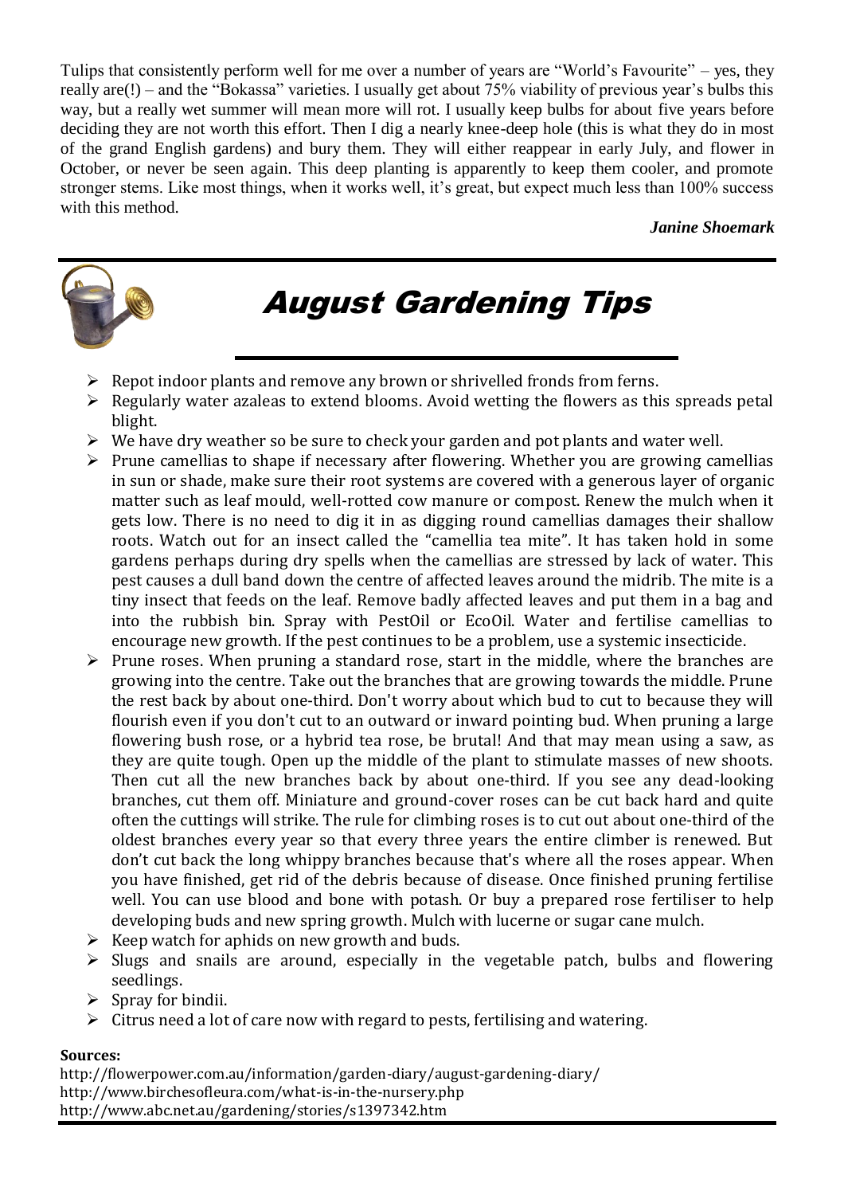Tulips that consistently perform well for me over a number of years are "World's Favourite" – yes, they really are(!) – and the "Bokassa" varieties. I usually get about 75% viability of previous year's bulbs this way, but a really wet summer will mean more will rot. I usually keep bulbs for about five years before deciding they are not worth this effort. Then I dig a nearly knee-deep hole (this is what they do in most of the grand English gardens) and bury them. They will either reappear in early July, and flower in October, or never be seen again. This deep planting is apparently to keep them cooler, and promote stronger stems. Like most things, when it works well, it's great, but expect much less than 100% success with this method.

***Janine Shoemark***

# August Gardening Tips

- Repot indoor plants and remove any brown or shrivelled fronds from ferns.
- Regularly water azaleas to extend blooms. Avoid wetting the flowers as this spreads petal blight.
- We have dry weather so be sure to check your garden and pot plants and water well.
- Prune camellias to shape if necessary after flowering. Whether you are growing camellias in sun or shade, make sure their root systems are covered with a generous layer of organic matter such as leaf mould, well-rotted cow manure or compost. Renew the mulch when it gets low. There is no need to dig it in as digging round camellias damages their shallow roots. Watch out for an insect called the "camellia tea mite". It has taken hold in some gardens perhaps during dry spells when the camellias are stressed by lack of water. This pest causes a dull band down the centre of affected leaves around the midrib. The mite is a tiny insect that feeds on the leaf. Remove badly affected leaves and put them in a bag and into the rubbish bin. Spray with PestOil or EcoOil. Water and fertilise camellias to encourage new growth. If the pest continues to be a problem, use a systemic insecticide.
- Prune roses. When pruning a standard rose, start in the middle, where the branches are growing into the centre. Take out the branches that are growing towards the middle. Prune the rest back by about one-third. Don't worry about which bud to cut to because they will flourish even if you don't cut to an outward or inward pointing bud. When pruning a large flowering bush rose, or a hybrid tea rose, be brutal! And that may mean using a saw, as they are quite tough. Open up the middle of the plant to stimulate masses of new shoots. Then cut all the new branches back by about one-third. If you see any dead-looking branches, cut them off. Miniature and ground-cover roses can be cut back hard and quite often the cuttings will strike. The rule for climbing roses is to cut out about one-third of the oldest branches every year so that every three years the entire climber is renewed. But don't cut back the long whippy branches because that's where all the roses appear. When you have finished, get rid of the debris because of disease. Once finished pruning fertilise well. You can use blood and bone with potash. Or buy a prepared rose fertiliser to help developing buds and new spring growth. Mulch with lucerne or sugar cane mulch.
- Keep watch for aphids on new growth and buds.
- Slugs and snails are around, especially in the vegetable patch, bulbs and flowering seedlings.
- Spray for bindii.
- Citrus need a lot of care now with regard to pests, fertilising and watering.

**Sources:**
http://flowerpower.com.au/information/garden-diary/august-gardening-diary/
http://www.birchesofleura.com/what-is-in-the-nursery.php
http://www.abc.net.au/gardening/stories/s1397342.htm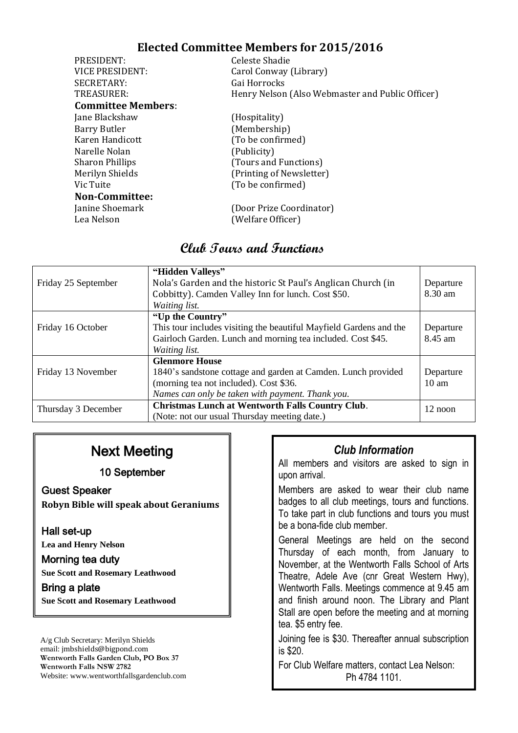## Elected Committee Members for 2015/2016

| | |
|---|---|
| PRESIDENT: | Celeste Shadie |
| VICE PRESIDENT: | Carol Conway (Library) |
| SECRETARY: | Gai Horrocks |
| TREASURER: | Henry Nelson (Also Webmaster and Public Officer) |

**Committee Members**:

| | |
|---|---|
| Jane Blackshaw | (Hospitality) |
| Barry Butler | (Membership) |
| Karen Handicott | (To be confirmed) |
| Narelle Nolan | (Publicity) |
| Sharon Phillips | (Tours and Functions) |
| Merilyn Shields | (Printing of Newsletter) |
| Vic Tuite | (To be confirmed) |

**Non-Committee:**

| | |
|---|---|
| Janine Shoemark | (Door Prize Coordinator) |
| Lea Nelson | (Welfare Officer) |

## Club Tours and Functions

| | | |
|---|---|---|
| Friday 25 September | **"Hidden Valleys"**<br>Nola's Garden and the historic St Paul's Anglican Church (in Cobbitty). Camden Valley Inn for lunch. Cost $50.<br>*Waiting list.* | Departure 8.30 am |
| Friday 16 October | **"Up the Country"**<br>This tour includes visiting the beautiful Mayfield Gardens and the Gairloch Garden. Lunch and morning tea included. Cost $45.<br>*Waiting list.* | Departure 8.45 am |
| Friday 13 November | **Glenmore House**<br>1840's sandstone cottage and garden at Camden. Lunch provided (morning tea not included). Cost $36.<br>*Names can only be taken with payment. Thank you.* | Departure 10 am |
| Thursday 3 December | **Christmas Lunch at Wentworth Falls Country Club**.<br>(Note: not our usual Thursday meeting date.) | 12 noon |

## Next Meeting

### 10 September

**Guest Speaker**

**Robyn Bible will speak about Geraniums**

**Hall set-up**

**Lea and Henry Nelson**

**Morning tea duty**

**Sue Scott and Rosemary Leathwood**

**Bring a plate**

**Sue Scott and Rosemary Leathwood**

A/g Club Secretary: Merilyn Shields
email: jmbshields@bigpond.com
**Wentworth Falls Garden Club, PO Box 37**
**Wentworth Falls NSW 2782**
Website: www.wentworthfallsgardenclub.com

### *Club Information*

All members and visitors are asked to sign in upon arrival.

Members are asked to wear their club name badges to all club meetings, tours and functions. To take part in club functions and tours you must be a bona-fide club member.

General Meetings are held on the second Thursday of each month, from January to November, at the Wentworth Falls School of Arts Theatre, Adele Ave (cnr Great Western Hwy), Wentworth Falls. Meetings commence at 9.45 am and finish around noon. The Library and Plant Stall are open before the meeting and at morning tea. $5 entry fee.

Joining fee is $30. Thereafter annual subscription is $20.

For Club Welfare matters, contact Lea Nelson: Ph 4784 1101.